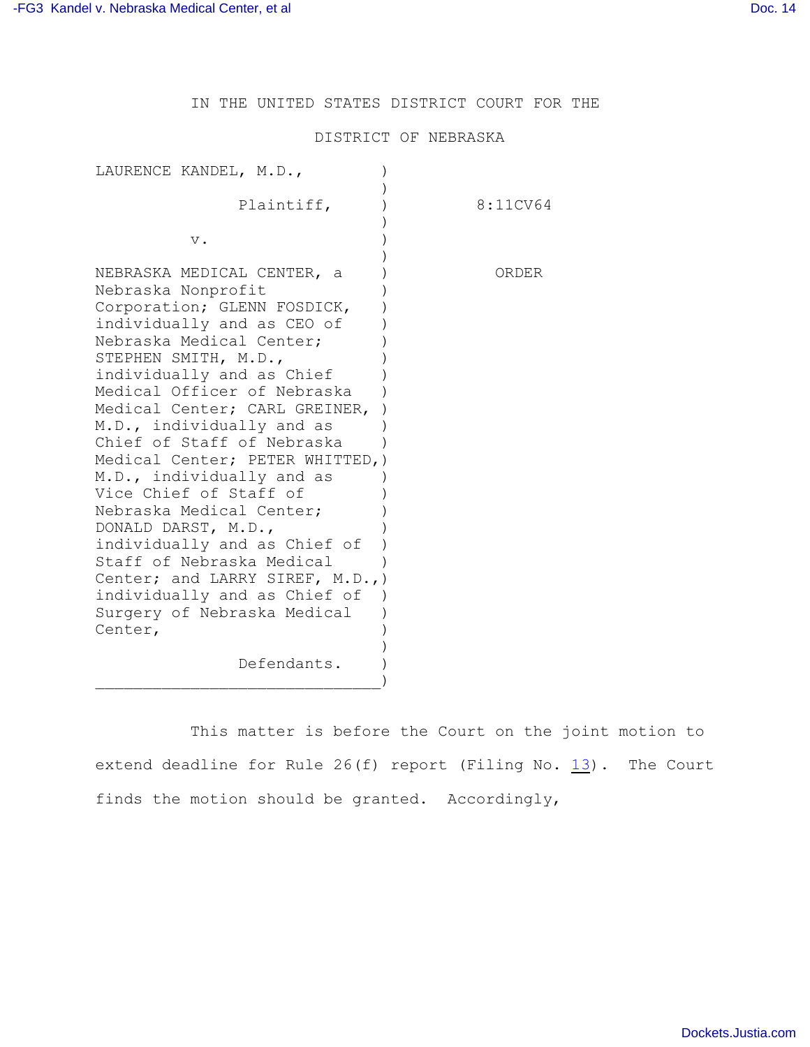IN THE UNITED STATES DISTRICT COURT FOR THE

DISTRICT OF NEBRASKA

| | | |
|---|---|---|
| LAURENCE KANDEL, M.D., Plaintiff, v. NEBRASKA MEDICAL CENTER, a Nebraska Nonprofit Corporation; GLENN FOSDICK, individually and as CEO of Nebraska Medical Center; STEPHEN SMITH, M.D., individually and as Chief Medical Officer of Nebraska Medical Center; CARL GREINER, M.D., individually and as Chief of Staff of Nebraska Medical Center; PETER WHITTED, M.D., individually and as Vice Chief of Staff of Nebraska Medical Center; DONALD DARST, M.D., individually and as Chief of Staff of Nebraska Medical Center; and LARRY SIREF, M.D., individually and as Chief of Surgery of Nebraska Medical Center, Defendants. | ) | 8:11CV64 ORDER |

This matter is before the Court on the joint motion to extend deadline for Rule 26(f) report (Filing No. 13). The Court finds the motion should be granted. Accordingly,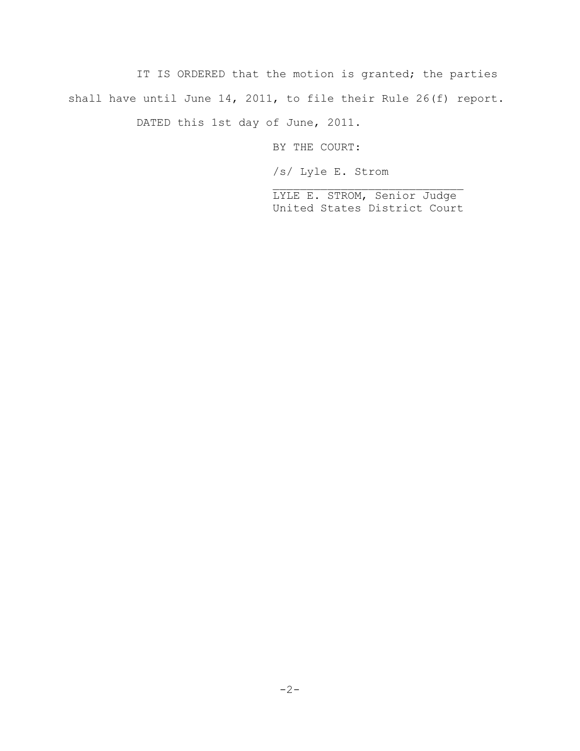IT IS ORDERED that the motion is granted; the parties shall have until June 14, 2011, to file their Rule 26(f) report.

DATED this 1st day of June, 2011.

BY THE COURT:

/s/ Lyle E. Strom

LYLE E. STROM, Senior Judge
United States District Court